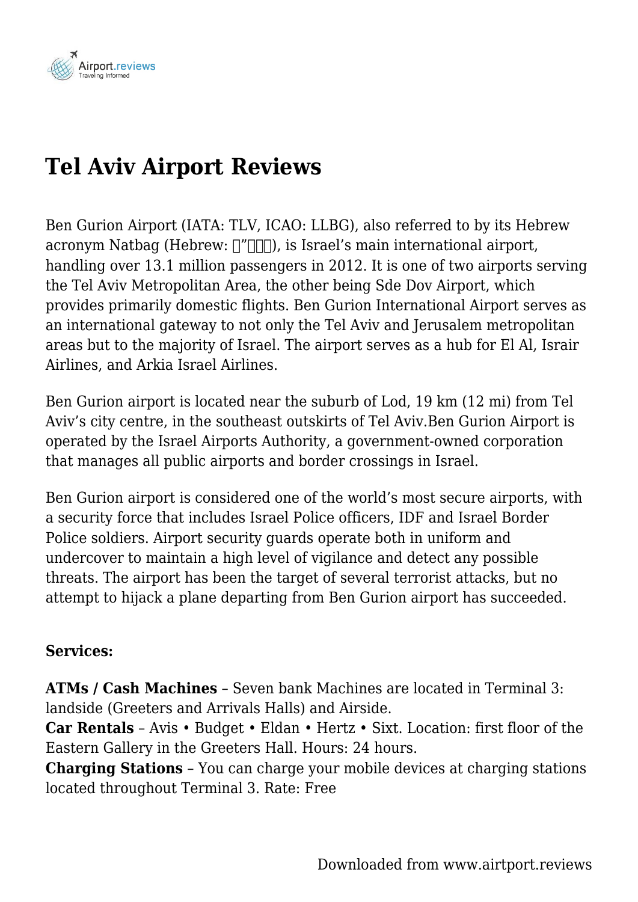# Tel Aviv Airport Reviews

Ben Gurion Airport (IATA: TLV, ICAO: LLBG), also referred to by its Hebrew acronym Natbag (Hebrew: □”□□□), is Israel’s main international airport, handling over 13.1 million passengers in 2012. It is one of two airports serving the Tel Aviv Metropolitan Area, the other being Sde Dov Airport, which provides primarily domestic flights. Ben Gurion International Airport serves as an international gateway to not only the Tel Aviv and Jerusalem metropolitan areas but to the majority of Israel. The airport serves as a hub for El Al, Israir Airlines, and Arkia Israel Airlines.

Ben Gurion airport is located near the suburb of Lod, 19 km (12 mi) from Tel Aviv’s city centre, in the southeast outskirts of Tel Aviv.Ben Gurion Airport is operated by the Israel Airports Authority, a government-owned corporation that manages all public airports and border crossings in Israel.

Ben Gurion airport is considered one of the world’s most secure airports, with a security force that includes Israel Police officers, IDF and Israel Border Police soldiers. Airport security guards operate both in uniform and undercover to maintain a high level of vigilance and detect any possible threats. The airport has been the target of several terrorist attacks, but no attempt to hijack a plane departing from Ben Gurion airport has succeeded.

**Services:**

**ATMs / Cash Machines** – Seven bank Machines are located in Terminal 3: landside (Greeters and Arrivals Halls) and Airside.
**Car Rentals** – Avis • Budget • Eldan • Hertz • Sixt. Location: first floor of the Eastern Gallery in the Greeters Hall. Hours: 24 hours.
**Charging Stations** – You can charge your mobile devices at charging stations located throughout Terminal 3. Rate: Free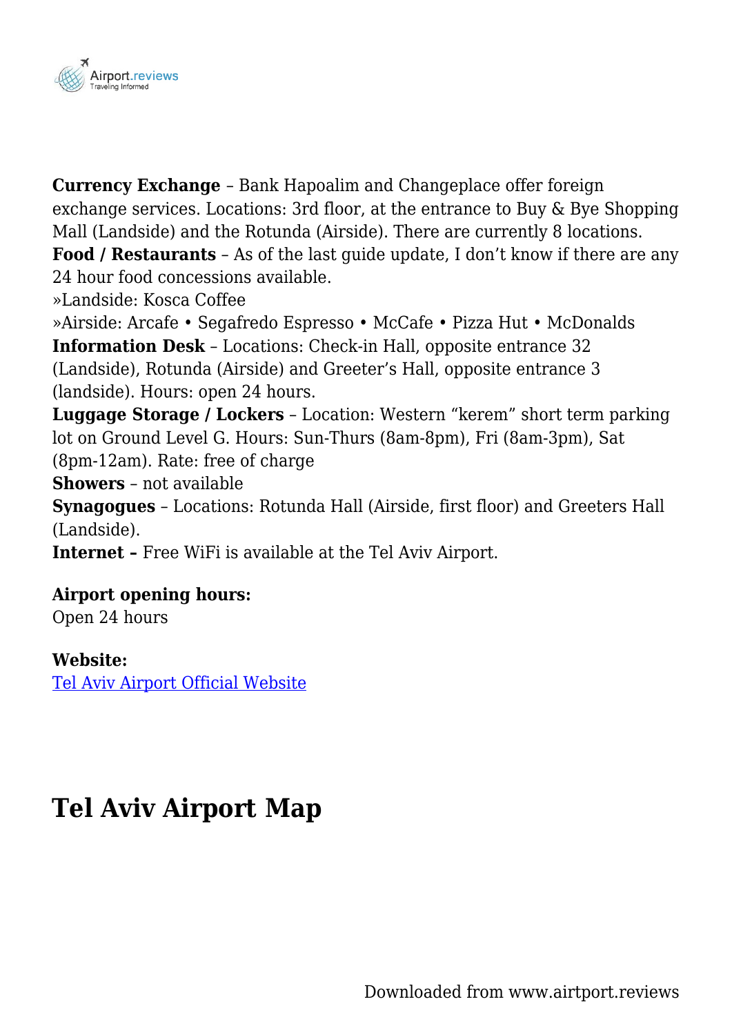**Currency Exchange** – Bank Hapoalim and Changeplace offer foreign exchange services. Locations: 3rd floor, at the entrance to Buy & Bye Shopping Mall (Landside) and the Rotunda (Airside). There are currently 8 locations.
**Food / Restaurants** – As of the last guide update, I don't know if there are any 24 hour food concessions available.
»Landside: Kosca Coffee
»Airside: Arcafe • Segafredo Espresso • McCafe • Pizza Hut • McDonalds
**Information Desk** – Locations: Check-in Hall, opposite entrance 32 (Landside), Rotunda (Airside) and Greeter's Hall, opposite entrance 3 (landside). Hours: open 24 hours.
**Luggage Storage / Lockers** – Location: Western "kerem" short term parking lot on Ground Level G. Hours: Sun-Thurs (8am-8pm), Fri (8am-3pm), Sat (8pm-12am). Rate: free of charge
**Showers** – not available
**Synagogues** – Locations: Rotunda Hall (Airside, first floor) and Greeters Hall (Landside).
**Internet –** Free WiFi is available at the Tel Aviv Airport.

**Airport opening hours:**
Open 24 hours

**Website:**
[Tel Aviv Airport Official Website]

## Tel Aviv Airport Map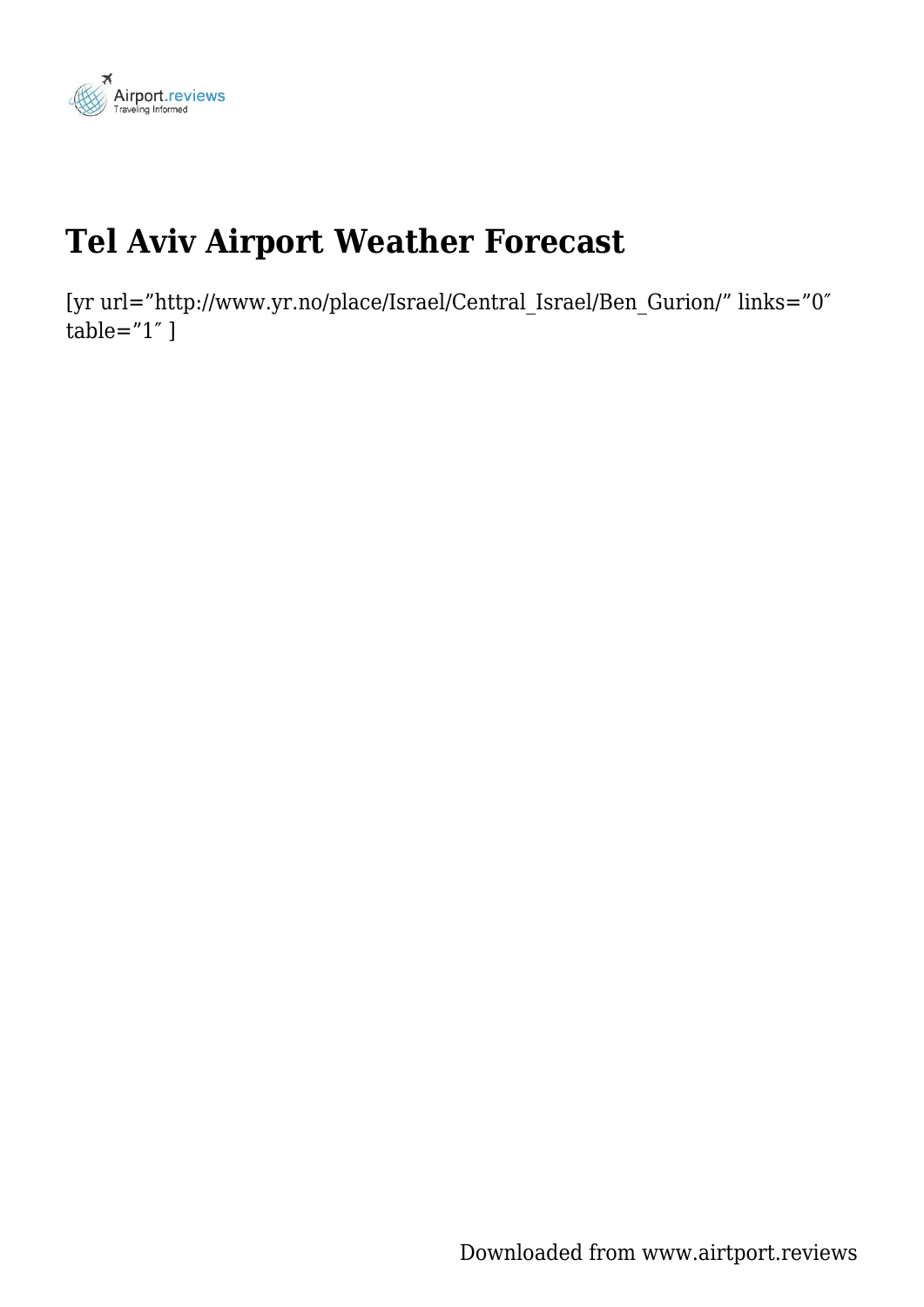# Tel Aviv Airport Weather Forecast

[yr url="http://www.yr.no/place/Israel/Central_Israel/Ben_Gurion/" links="0″ table="1″ ]